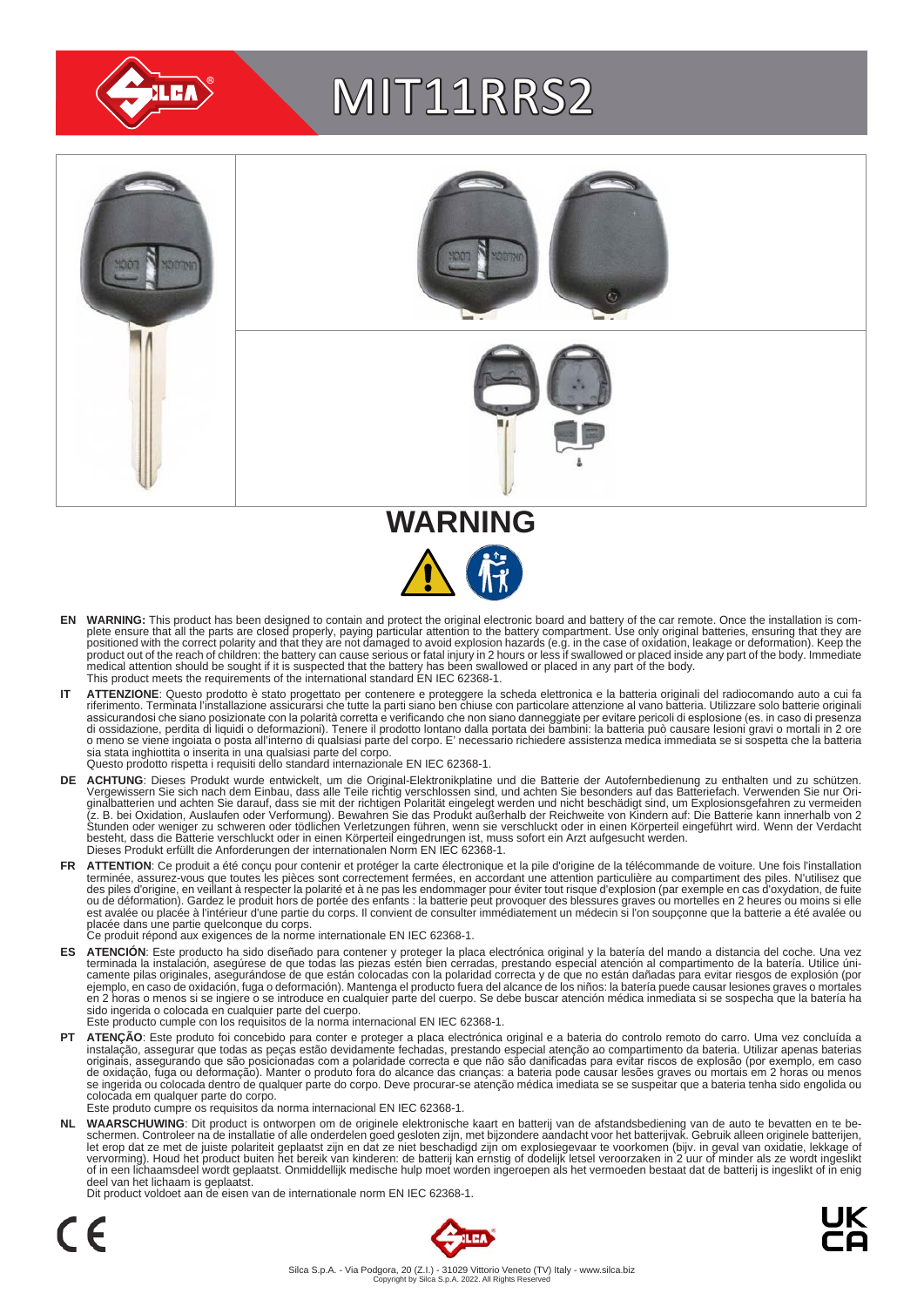# MIT11RRS2

## WARNING

**EN** **WARNING:** This product has been designed to contain and protect the original electronic board and battery of the car remote. Once the installation is complete ensure that all the parts are closed properly, paying particular attention to the battery compartment. Use only original batteries, ensuring that they are positioned with the correct polarity and that they are not damaged to avoid explosion hazards (e.g. in the case of oxidation, leakage or deformation). Keep the product out of the reach of children: the battery can cause serious or fatal injury in 2 hours or less if swallowed or placed inside any part of the body. Immediate medical attention should be sought if it is suspected that the battery has been swallowed or placed in any part of the body.
This product meets the requirements of the international standard EN IEC 62368-1.

**IT** **ATTENZIONE**: Questo prodotto è stato progettato per contenere e proteggere la scheda elettronica e la batteria originali del radiocomando auto a cui fa riferimento. Terminata l'installazione assicurarsi che tutte la parti siano ben chiuse con particolare attenzione al vano batteria. Utilizzare solo batterie originali assicurandosi che siano posizionate con la polarità corretta e verificando che non siano danneggiate per evitare pericoli di esplosione (es. in caso di presenza di ossidazione, perdita di liquidi o deformazioni). Tenere il prodotto lontano dalla portata dei bambini: la batteria può causare lesioni gravi o mortali in 2 ore o meno se viene ingoiata o posta all'interno di qualsiasi parte del corpo. E' necessario richiedere assistenza medica immediata se si sospetta che la batteria sia stata inghiottita o inserita in una qualsiasi parte del corpo.
Questo prodotto rispetta i requisiti dello standard internazionale EN IEC 62368-1.

**DE** **ACHTUNG**: Dieses Produkt wurde entwickelt, um die Original-Elektronikplatine und die Batterie der Autofernbedienung zu enthalten und zu schützen. Vergewissern Sie sich nach dem Einbau, dass alle Teile richtig verschlossen sind, und achten Sie besonders auf das Batteriefach. Verwenden Sie nur Originalbatterien und achten Sie darauf, dass sie mit der richtigen Polarität eingelegt werden und nicht beschädigt sind, um Explosionsgefahren zu vermeiden (z. B. bei Oxidation, Auslaufen oder Verformung). Bewahren Sie das Produkt außerhalb der Reichweite von Kindern auf: Die Batterie kann innerhalb von 2 Stunden oder weniger zu schweren oder tödlichen Verletzungen führen, wenn sie verschluckt oder in einen Körperteil eingeführt wird. Wenn der Verdacht besteht, dass die Batterie verschluckt oder in einen Körperteil eingedrungen ist, muss sofort ein Arzt aufgesucht werden.
Dieses Produkt erfüllt die Anforderungen der internationalen Norm EN IEC 62368-1.

**FR** **ATTENTION**: Ce produit a été conçu pour contenir et protéger la carte électronique et la pile d'origine de la télécommande de voiture. Une fois l'installation terminée, assurez-vous que toutes les pièces sont correctement fermées, en accordant une attention particulière au compartiment des piles. N'utilisez que des piles d'origine, en veillant à respecter la polarité et à ne pas les endommager pour éviter tout risque d'explosion (par exemple en cas d'oxydation, de fuite ou de déformation). Gardez le produit hors de portée des enfants : la batterie peut provoquer des blessures graves ou mortelles en 2 heures ou moins si elle est avalée ou placée à l'intérieur d'une partie du corps. Il convient de consulter immédiatement un médecin si l'on soupçonne que la batterie a été avalée ou placée dans une partie quelconque du corps.
Ce produit répond aux exigences de la norme internationale EN IEC 62368-1.

**ES** **ATENCIÓN**: Este producto ha sido diseñado para contener y proteger la placa electrónica original y la batería del mando a distancia del coche. Una vez terminada la instalación, asegúrese de que todas las piezas estén bien cerradas, prestando especial atención al compartimento de la batería. Utilice únicamente pilas originales, asegurándose de que están colocadas con la polaridad correcta y de que no están dañadas para evitar riesgos de explosión (por ejemplo, en caso de oxidación, fuga o deformación). Mantenga el producto fuera del alcance de los niños: la batería puede causar lesiones graves o mortales en 2 horas o menos si se ingiere o se introduce en cualquier parte del cuerpo. Se debe buscar atención médica inmediata si se sospecha que la batería ha sido ingerida o colocada en cualquier parte del cuerpo.
Este producto cumple con los requisitos de la norma internacional EN IEC 62368-1.

**PT** **ATENÇÃO**: Este produto foi concebido para conter e proteger a placa electrónica original e a bateria do controlo remoto do carro. Uma vez concluída a instalação, assegurar que todas as peças estão devidamente fechadas, prestando especial atenção ao compartimento da bateria. Utilizar apenas baterias originais, assegurando que são posicionadas com a polaridade correcta e que não são danificadas para evitar riscos de explosão (por exemplo, em caso de oxidação, fuga ou deformação). Manter o produto fora do alcance das crianças: a bateria pode causar lesões graves ou mortais em 2 horas ou menos se ingerida ou colocada dentro de qualquer parte do corpo. Deve procurar-se atenção médica imediata se se suspeitar que a bateria tenha sido engolida ou colocada em qualquer parte do corpo.
Este produto cumpre os requisitos da norma internacional EN IEC 62368-1.

**NL** **WAARSCHUWING**: Dit product is ontworpen om de originele elektronische kaart en batterij van de afstandsbediening van de auto te bevatten en te beschermen. Controleer na de installatie of alle onderdelen goed gesloten zijn, met bijzondere aandacht voor het batterijvak. Gebruik alleen originele batterijen, let erop dat ze met de juiste polariteit geplaatst zijn en dat ze niet beschadigd zijn om explosiegevaar te voorkomen (bijv. in geval van oxidatie, lekkage of vervorming). Houd het product buiten het bereik van kinderen: de batterij kan ernstig of dodelijk letsel veroorzaken in 2 uur of minder als ze wordt ingeslikt of in een lichaamsdeel wordt geplaatst. Onmiddellijk medische hulp moet worden ingeroepen als het vermoeden bestaat dat de batterij is ingeslikt of in enig deel van het lichaam is geplaatst.
Dit product voldoet aan de eisen van de internationale norm EN IEC 62368-1.

CE UK CA

Silca S.p.A. - Via Podgora, 20 (Z.I.) - 31029 Vittorio Veneto (TV) Italy - www.silca.biz
Copyright by Silca S.p.A. 2022. All Rights Reserved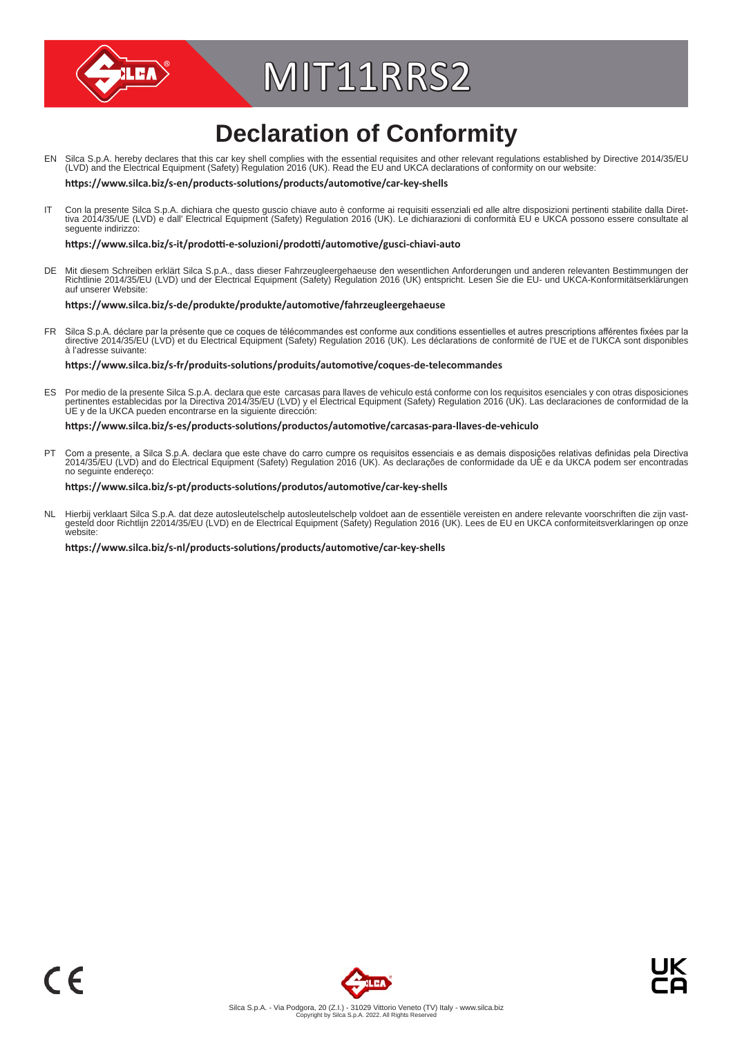# MIT11RRS2

## Declaration of Conformity

EN Silca S.p.A. hereby declares that this car key shell complies with the essential requisites and other relevant regulations established by Directive 2014/35/EU (LVD) and the Electrical Equipment (Safety) Regulation 2016 (UK). Read the EU and UKCA declarations of conformity on our website:

**https://www.silca.biz/s-en/products-solutions/products/automotive/car-key-shells**

IT Con la presente Silca S.p.A. dichiara che questo guscio chiave auto è conforme ai requisiti essenziali ed alle altre disposizioni pertinenti stabilite dalla Direttiva 2014/35/UE (LVD) e dall' Electrical Equipment (Safety) Regulation 2016 (UK). Le dichiarazioni di conformità EU e UKCA possono essere consultate al seguente indirizzo:

**https://www.silca.biz/s-it/prodotti-e-soluzioni/prodotti/automotive/gusci-chiavi-auto**

DE Mit diesem Schreiben erklärt Silca S.p.A., dass dieser Fahrzeugleergehaeuse den wesentlichen Anforderungen und anderen relevanten Bestimmungen der Richtlinie 2014/35/EU (LVD) und der Electrical Equipment (Safety) Regulation 2016 (UK) entspricht. Lesen Sie die EU- und UKCA-Konformitätserklärungen auf unserer Website:

**https://www.silca.biz/s-de/produkte/produkte/automotive/fahrzeugleergehaeuse**

FR Silca S.p.A. déclare par la présente que ce coques de télécommandes est conforme aux conditions essentielles et autres prescriptions afférentes fixées par la directive 2014/35/EU (LVD) et du Electrical Equipment (Safety) Regulation 2016 (UK). Les déclarations de conformité de l'UE et de l'UKCA sont disponibles à l'adresse suivante:

**https://www.silca.biz/s-fr/produits-solutions/produits/automotive/coques-de-telecommandes**

ES Por medio de la presente Silca S.p.A. declara que este carcasas para llaves de vehiculo está conforme con los requisitos esenciales y con otras disposiciones pertinentes establecidas por la Directiva 2014/35/EU (LVD) y el Electrical Equipment (Safety) Regulation 2016 (UK). Las declaraciones de conformidad de la UE y de la UKCA pueden encontrarse en la siguiente dirección:

**https://www.silca.biz/s-es/products-solutions/productos/automotive/carcasas-para-llaves-de-vehiculo**

PT Com a presente, a Silca S.p.A. declara que este chave do carro cumpre os requisitos essenciais e as demais disposições relativas definidas pela Directiva 2014/35/EU (LVD) and do Electrical Equipment (Safety) Regulation 2016 (UK). As declarações de conformidade da UE e da UKCA podem ser encontradas no seguinte endereço:

**https://www.silca.biz/s-pt/products-solutions/produtos/automotive/car-key-shells**

NL Hierbij verklaart Silca S.p.A. dat deze autosleutelschelp autosleutelschelp voldoet aan de essentiële vereisten en andere relevante voorschriften die zijn vastgesteld door Richtlijn 22014/35/EU (LVD) en de Electrical Equipment (Safety) Regulation 2016 (UK). Lees de EU en UKCA conformiteitsverklaringen op onze website:

**https://www.silca.biz/s-nl/products-solutions/products/automotive/car-key-shells**

CE

UK CA

Silca S.p.A. - Via Podgora, 20 (Z.I.) - 31029 Vittorio Veneto (TV) Italy - www.silca.biz
Copyright by Silca S.p.A. 2022. All Rights Reserved